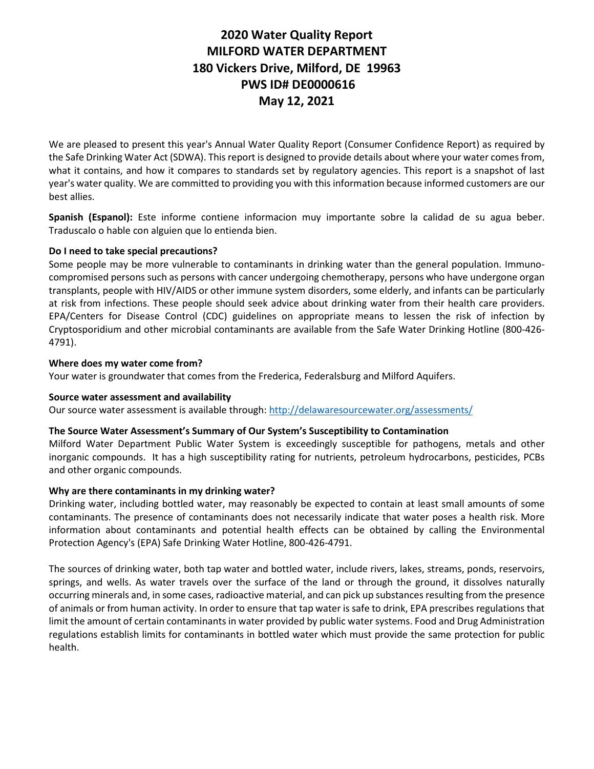# 2020 Water Quality Report
# MILFORD WATER DEPARTMENT
# 180 Vickers Drive, Milford, DE 19963
# PWS ID# DE0000616
# May 12, 2021

We are pleased to present this year's Annual Water Quality Report (Consumer Confidence Report) as required by the Safe Drinking Water Act (SDWA). This report is designed to provide details about where your water comes from, what it contains, and how it compares to standards set by regulatory agencies. This report is a snapshot of last year's water quality. We are committed to providing you with this information because informed customers are our best allies.

**Spanish (Espanol):** Este informe contiene informacion muy importante sobre la calidad de su agua beber. Traduscalo o hable con alguien que lo entienda bien.

**Do I need to take special precautions?**

Some people may be more vulnerable to contaminants in drinking water than the general population. Immuno-compromised persons such as persons with cancer undergoing chemotherapy, persons who have undergone organ transplants, people with HIV/AIDS or other immune system disorders, some elderly, and infants can be particularly at risk from infections. These people should seek advice about drinking water from their health care providers. EPA/Centers for Disease Control (CDC) guidelines on appropriate means to lessen the risk of infection by Cryptosporidium and other microbial contaminants are available from the Safe Water Drinking Hotline (800-426-4791).

**Where does my water come from?**

Your water is groundwater that comes from the Frederica, Federalsburg and Milford Aquifers.

**Source water assessment and availability**

Our source water assessment is available through: http://delawaresourcewater.org/assessments/

**The Source Water Assessment's Summary of Our System's Susceptibility to Contamination**

Milford Water Department Public Water System is exceedingly susceptible for pathogens, metals and other inorganic compounds. It has a high susceptibility rating for nutrients, petroleum hydrocarbons, pesticides, PCBs and other organic compounds.

**Why are there contaminants in my drinking water?**

Drinking water, including bottled water, may reasonably be expected to contain at least small amounts of some contaminants. The presence of contaminants does not necessarily indicate that water poses a health risk. More information about contaminants and potential health effects can be obtained by calling the Environmental Protection Agency's (EPA) Safe Drinking Water Hotline, 800-426-4791.

The sources of drinking water, both tap water and bottled water, include rivers, lakes, streams, ponds, reservoirs, springs, and wells. As water travels over the surface of the land or through the ground, it dissolves naturally occurring minerals and, in some cases, radioactive material, and can pick up substances resulting from the presence of animals or from human activity. In order to ensure that tap water is safe to drink, EPA prescribes regulations that limit the amount of certain contaminants in water provided by public water systems. Food and Drug Administration regulations establish limits for contaminants in bottled water which must provide the same protection for public health.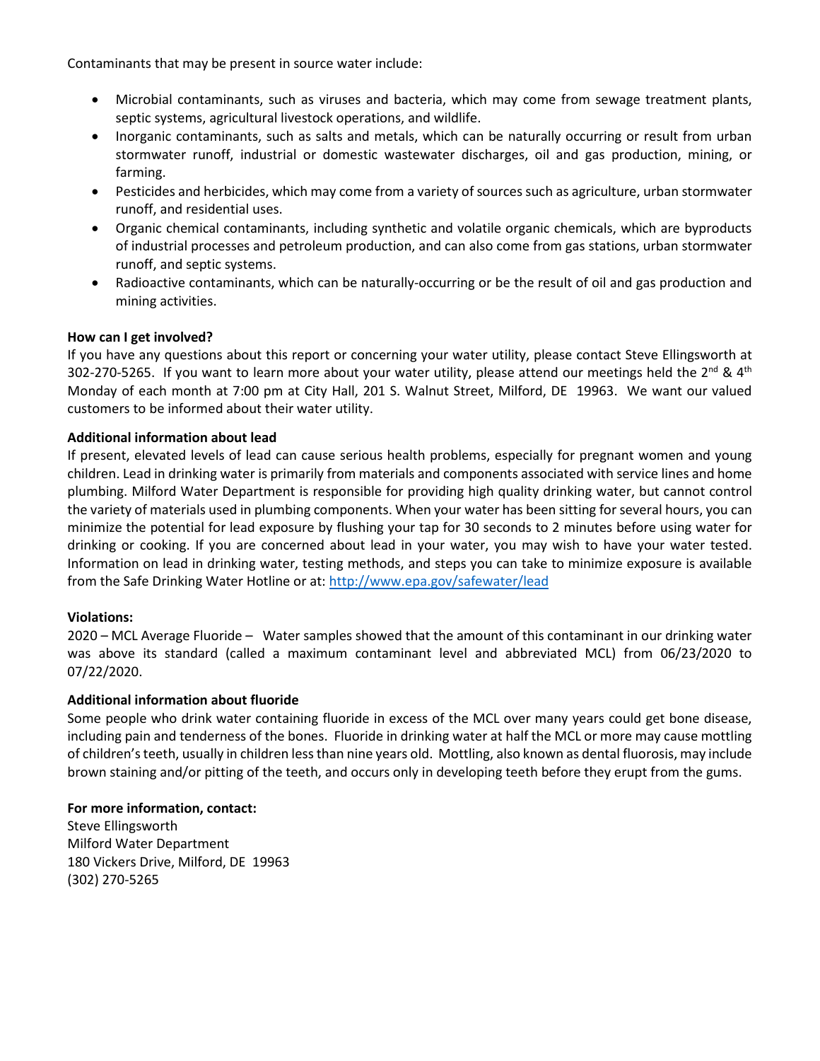Contaminants that may be present in source water include:

- Microbial contaminants, such as viruses and bacteria, which may come from sewage treatment plants, septic systems, agricultural livestock operations, and wildlife.
- Inorganic contaminants, such as salts and metals, which can be naturally occurring or result from urban stormwater runoff, industrial or domestic wastewater discharges, oil and gas production, mining, or farming.
- Pesticides and herbicides, which may come from a variety of sources such as agriculture, urban stormwater runoff, and residential uses.
- Organic chemical contaminants, including synthetic and volatile organic chemicals, which are byproducts of industrial processes and petroleum production, and can also come from gas stations, urban stormwater runoff, and septic systems.
- Radioactive contaminants, which can be naturally-occurring or be the result of oil and gas production and mining activities.

**How can I get involved?**
If you have any questions about this report or concerning your water utility, please contact Steve Ellingsworth at 302-270-5265. If you want to learn more about your water utility, please attend our meetings held the 2nd & 4th Monday of each month at 7:00 pm at City Hall, 201 S. Walnut Street, Milford, DE 19963. We want our valued customers to be informed about their water utility.

**Additional information about lead**
If present, elevated levels of lead can cause serious health problems, especially for pregnant women and young children. Lead in drinking water is primarily from materials and components associated with service lines and home plumbing. Milford Water Department is responsible for providing high quality drinking water, but cannot control the variety of materials used in plumbing components. When your water has been sitting for several hours, you can minimize the potential for lead exposure by flushing your tap for 30 seconds to 2 minutes before using water for drinking or cooking. If you are concerned about lead in your water, you may wish to have your water tested. Information on lead in drinking water, testing methods, and steps you can take to minimize exposure is available from the Safe Drinking Water Hotline or at: [http://www.epa.gov/safewater/lead](http://www.epa.gov/safewater/lead)

**Violations:**
2020 – MCL Average Fluoride – Water samples showed that the amount of this contaminant in our drinking water was above its standard (called a maximum contaminant level and abbreviated MCL) from 06/23/2020 to 07/22/2020.

**Additional information about fluoride**
Some people who drink water containing fluoride in excess of the MCL over many years could get bone disease, including pain and tenderness of the bones. Fluoride in drinking water at half the MCL or more may cause mottling of children's teeth, usually in children less than nine years old. Mottling, also known as dental fluorosis, may include brown staining and/or pitting of the teeth, and occurs only in developing teeth before they erupt from the gums.

**For more information, contact:**
Steve Ellingsworth
Milford Water Department
180 Vickers Drive, Milford, DE 19963
(302) 270-5265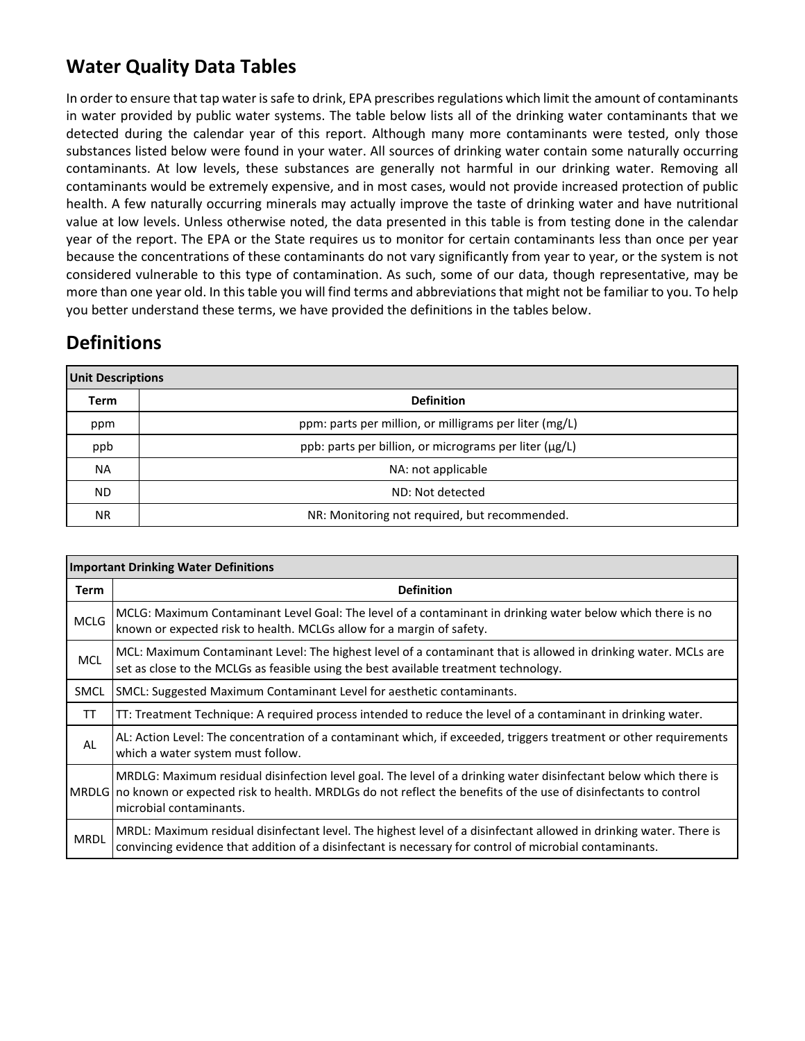## Water Quality Data Tables

In order to ensure that tap water is safe to drink, EPA prescribes regulations which limit the amount of contaminants in water provided by public water systems. The table below lists all of the drinking water contaminants that we detected during the calendar year of this report. Although many more contaminants were tested, only those substances listed below were found in your water. All sources of drinking water contain some naturally occurring contaminants. At low levels, these substances are generally not harmful in our drinking water. Removing all contaminants would be extremely expensive, and in most cases, would not provide increased protection of public health. A few naturally occurring minerals may actually improve the taste of drinking water and have nutritional value at low levels. Unless otherwise noted, the data presented in this table is from testing done in the calendar year of the report. The EPA or the State requires us to monitor for certain contaminants less than once per year because the concentrations of these contaminants do not vary significantly from year to year, or the system is not considered vulnerable to this type of contamination. As such, some of our data, though representative, may be more than one year old. In this table you will find terms and abbreviations that might not be familiar to you. To help you better understand these terms, we have provided the definitions in the tables below.

## Definitions

| Unit Descriptions | |
|---|---|
| **Term** | **Definition** |
| ppm | ppm: parts per million, or milligrams per liter (mg/L) |
| ppb | ppb: parts per billion, or micrograms per liter (µg/L) |
| NA | NA: not applicable |
| ND | ND: Not detected |
| NR | NR: Monitoring not required, but recommended. |

| Important Drinking Water Definitions | |
|---|---|
| **Term** | **Definition** |
| MCLG | MCLG: Maximum Contaminant Level Goal: The level of a contaminant in drinking water below which there is no known or expected risk to health. MCLGs allow for a margin of safety. |
| MCL | MCL: Maximum Contaminant Level: The highest level of a contaminant that is allowed in drinking water. MCLs are set as close to the MCLGs as feasible using the best available treatment technology. |
| SMCL | SMCL: Suggested Maximum Contaminant Level for aesthetic contaminants. |
| TT | TT: Treatment Technique: A required process intended to reduce the level of a contaminant in drinking water. |
| AL | AL: Action Level: The concentration of a contaminant which, if exceeded, triggers treatment or other requirements which a water system must follow. |
| MRDLG | MRDLG: Maximum residual disinfection level goal. The level of a drinking water disinfectant below which there is no known or expected risk to health. MRDLGs do not reflect the benefits of the use of disinfectants to control microbial contaminants. |
| MRDL | MRDL: Maximum residual disinfectant level. The highest level of a disinfectant allowed in drinking water. There is convincing evidence that addition of a disinfectant is necessary for control of microbial contaminants. |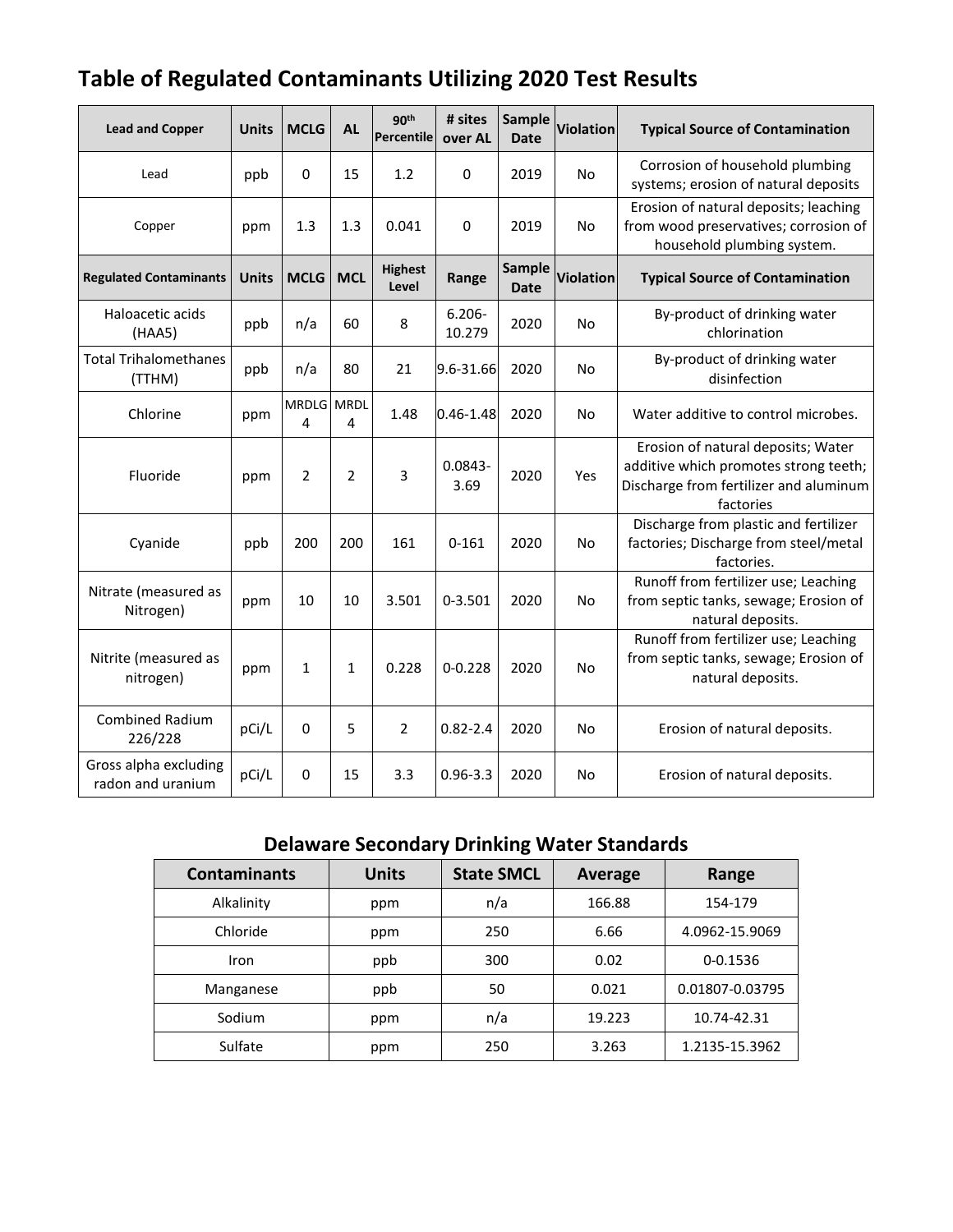## Table of Regulated Contaminants Utilizing 2020 Test Results

| Lead and Copper | Units | MCLG | AL | 90th Percentile | # sites over AL | Sample Date | Violation | Typical Source of Contamination |
|---|---|---|---|---|---|---|---|---|
| Lead | ppb | 0 | 15 | 1.2 | 0 | 2019 | No | Corrosion of household plumbing systems; erosion of natural deposits |
| Copper | ppm | 1.3 | 1.3 | 0.041 | 0 | 2019 | No | Erosion of natural deposits; leaching from wood preservatives; corrosion of household plumbing system. |
| **Regulated Contaminants** | **Units** | **MCLG** | **MCL** | **Highest Level** | **Range** | **Sample Date** | **Violation** | **Typical Source of Contamination** |
| Haloacetic acids (HAA5) | ppb | n/a | 60 | 8 | 6.206-10.279 | 2020 | No | By-product of drinking water chlorination |
| Total Trihalomethanes (TTHM) | ppb | n/a | 80 | 21 | 9.6-31.66 | 2020 | No | By-product of drinking water disinfection |
| Chlorine | ppm | MRDLG 4 | MRDL 4 | 1.48 | 0.46-1.48 | 2020 | No | Water additive to control microbes. |
| Fluoride | ppm | 2 | 2 | 3 | 0.0843-3.69 | 2020 | Yes | Erosion of natural deposits; Water additive which promotes strong teeth; Discharge from fertilizer and aluminum factories |
| Cyanide | ppb | 200 | 200 | 161 | 0-161 | 2020 | No | Discharge from plastic and fertilizer factories; Discharge from steel/metal factories. |
| Nitrate (measured as Nitrogen) | ppm | 10 | 10 | 3.501 | 0-3.501 | 2020 | No | Runoff from fertilizer use; Leaching from septic tanks, sewage; Erosion of natural deposits. |
| Nitrite (measured as nitrogen) | ppm | 1 | 1 | 0.228 | 0-0.228 | 2020 | No | Runoff from fertilizer use; Leaching from septic tanks, sewage; Erosion of natural deposits. |
| Combined Radium 226/228 | pCi/L | 0 | 5 | 2 | 0.82-2.4 | 2020 | No | Erosion of natural deposits. |
| Gross alpha excluding radon and uranium | pCi/L | 0 | 15 | 3.3 | 0.96-3.3 | 2020 | No | Erosion of natural deposits. |

## Delaware Secondary Drinking Water Standards

| Contaminants | Units | State SMCL | Average | Range |
|---|---|---|---|---|
| Alkalinity | ppm | n/a | 166.88 | 154-179 |
| Chloride | ppm | 250 | 6.66 | 4.0962-15.9069 |
| Iron | ppb | 300 | 0.02 | 0-0.1536 |
| Manganese | ppb | 50 | 0.021 | 0.01807-0.03795 |
| Sodium | ppm | n/a | 19.223 | 10.74-42.31 |
| Sulfate | ppm | 250 | 3.263 | 1.2135-15.3962 |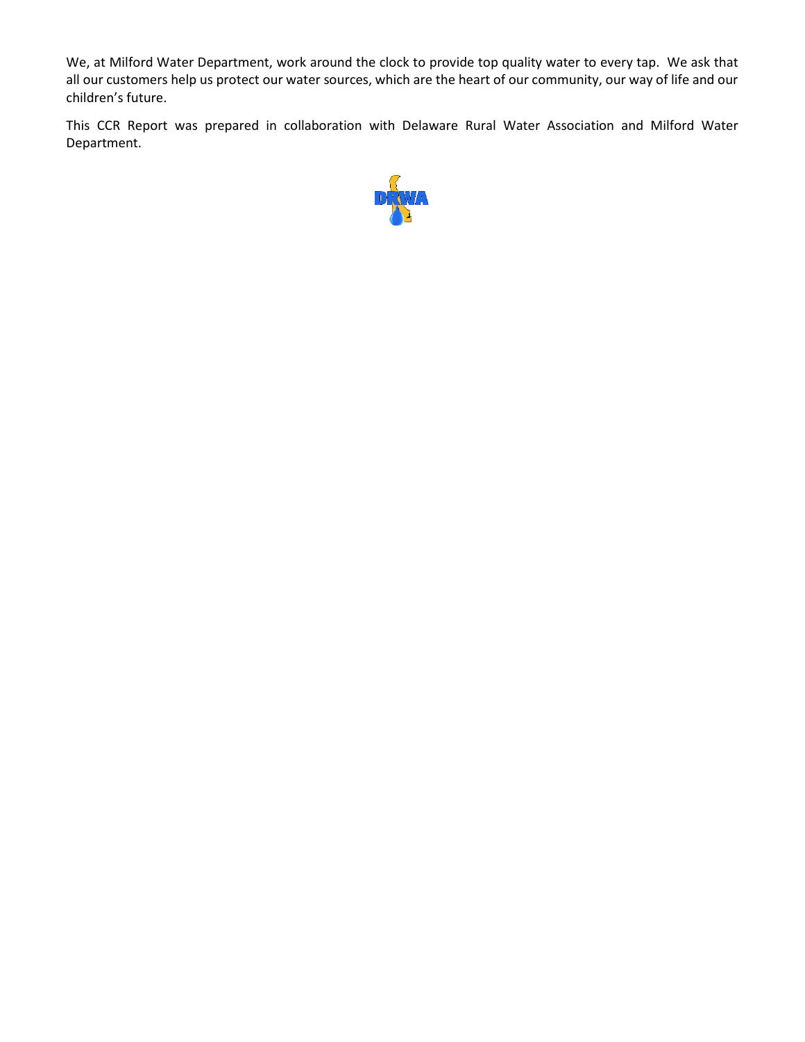We, at Milford Water Department, work around the clock to provide top quality water to every tap. We ask that all our customers help us protect our water sources, which are the heart of our community, our way of life and our children's future.

This CCR Report was prepared in collaboration with Delaware Rural Water Association and Milford Water Department.